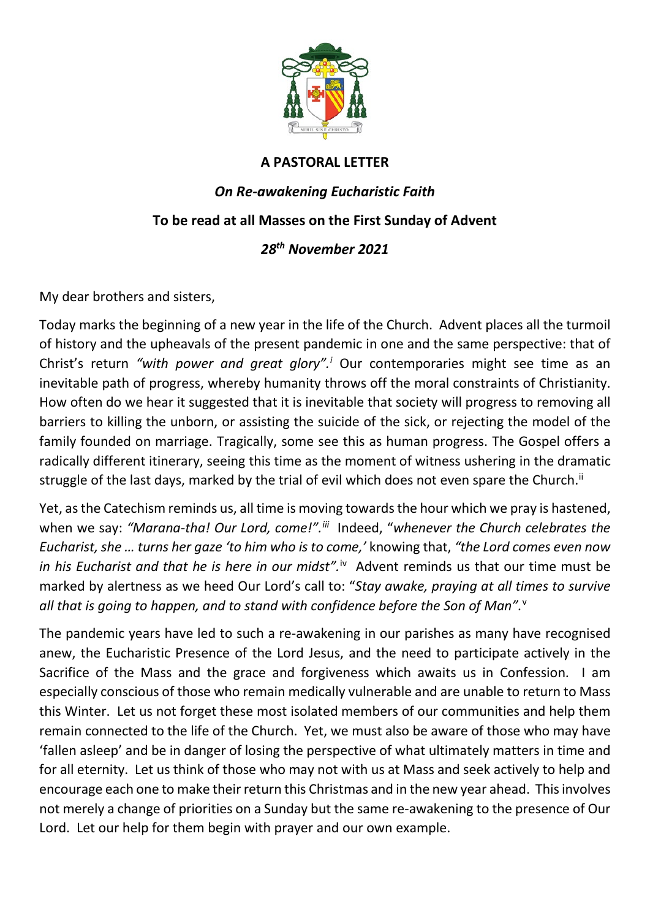**A PASTORAL LETTER**

***On Re-awakening Eucharistic Faith***

**To be read at all Masses on the First Sunday of Advent**

***28th November 2021***

My dear brothers and sisters,

Today marks the beginning of a new year in the life of the Church. Advent places all the turmoil of history and the upheavals of the present pandemic in one and the same perspective: that of Christ's return *"with power and great glory".*[i] Our contemporaries might see time as an inevitable path of progress, whereby humanity throws off the moral constraints of Christianity. How often do we hear it suggested that it is inevitable that society will progress to removing all barriers to killing the unborn, or assisting the suicide of the sick, or rejecting the model of the family founded on marriage. Tragically, some see this as human progress. The Gospel offers a radically different itinerary, seeing this time as the moment of witness ushering in the dramatic struggle of the last days, marked by the trial of evil which does not even spare the Church.[ii]

Yet, as the Catechism reminds us, all time is moving towards the hour which we pray is hastened, when we say: *"Marana-tha! Our Lord, come!".*[iii] Indeed, "*whenever the Church celebrates the Eucharist, she … turns her gaze 'to him who is to come,'* knowing that, *"the Lord comes even now in his Eucharist and that he is here in our midst".*[iv] Advent reminds us that our time must be marked by alertness as we heed Our Lord's call to: "*Stay awake, praying at all times to survive all that is going to happen, and to stand with confidence before the Son of Man"*.[v]

The pandemic years have led to such a re-awakening in our parishes as many have recognised anew, the Eucharistic Presence of the Lord Jesus, and the need to participate actively in the Sacrifice of the Mass and the grace and forgiveness which awaits us in Confession. I am especially conscious of those who remain medically vulnerable and are unable to return to Mass this Winter. Let us not forget these most isolated members of our communities and help them remain connected to the life of the Church. Yet, we must also be aware of those who may have 'fallen asleep' and be in danger of losing the perspective of what ultimately matters in time and for all eternity. Let us think of those who may not with us at Mass and seek actively to help and encourage each one to make their return this Christmas and in the new year ahead. This involves not merely a change of priorities on a Sunday but the same re-awakening to the presence of Our Lord. Let our help for them begin with prayer and our own example.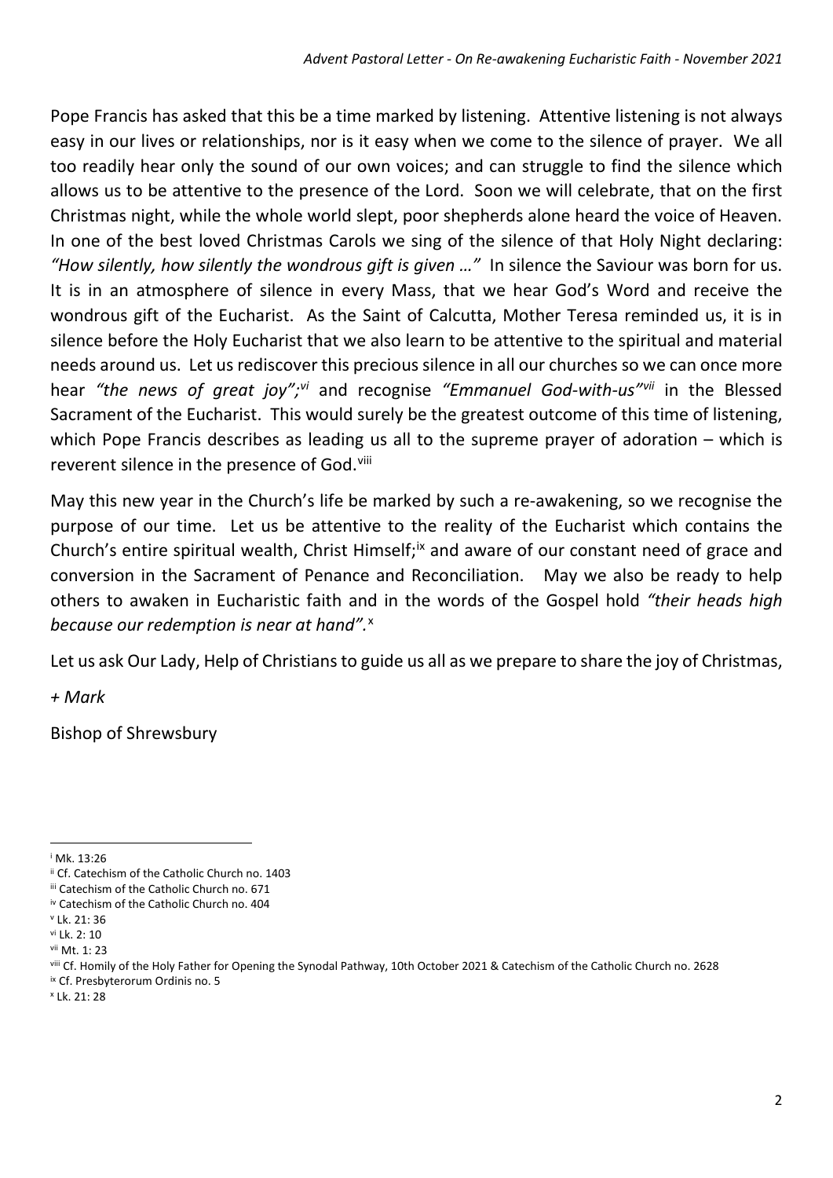Pope Francis has asked that this be a time marked by listening. Attentive listening is not always easy in our lives or relationships, nor is it easy when we come to the silence of prayer. We all too readily hear only the sound of our own voices; and can struggle to find the silence which allows us to be attentive to the presence of the Lord. Soon we will celebrate, that on the first Christmas night, while the whole world slept, poor shepherds alone heard the voice of Heaven. In one of the best loved Christmas Carols we sing of the silence of that Holy Night declaring: *"How silently, how silently the wondrous gift is given …"* In silence the Saviour was born for us. It is in an atmosphere of silence in every Mass, that we hear God's Word and receive the wondrous gift of the Eucharist. As the Saint of Calcutta, Mother Teresa reminded us, it is in silence before the Holy Eucharist that we also learn to be attentive to the spiritual and material needs around us. Let us rediscover this precious silence in all our churches so we can once more hear *"the news of great joy";*[vi] and recognise *"Emmanuel God-with-us"*[vii] in the Blessed Sacrament of the Eucharist. This would surely be the greatest outcome of this time of listening, which Pope Francis describes as leading us all to the supreme prayer of adoration – which is reverent silence in the presence of God.[viii]

May this new year in the Church's life be marked by such a re-awakening, so we recognise the purpose of our time. Let us be attentive to the reality of the Eucharist which contains the Church's entire spiritual wealth, Christ Himself;[ix] and aware of our constant need of grace and conversion in the Sacrament of Penance and Reconciliation. May we also be ready to help others to awaken in Eucharistic faith and in the words of the Gospel hold *"their heads high because our redemption is near at hand".*[x]

Let us ask Our Lady, Help of Christians to guide us all as we prepare to share the joy of Christmas,

*+ Mark*

Bishop of Shrewsbury

---

[i] Mk. 13:26
[ii] Cf. Catechism of the Catholic Church no. 1403
[iii] Catechism of the Catholic Church no. 671
[iv] Catechism of the Catholic Church no. 404
[v] Lk. 21: 36
[vi] Lk. 2: 10
[vii] Mt. 1: 23
[viii] Cf. Homily of the Holy Father for Opening the Synodal Pathway, 10th October 2021 & Catechism of the Catholic Church no. 2628
[ix] Cf. Presbyterorum Ordinis no. 5
[x] Lk. 21: 28